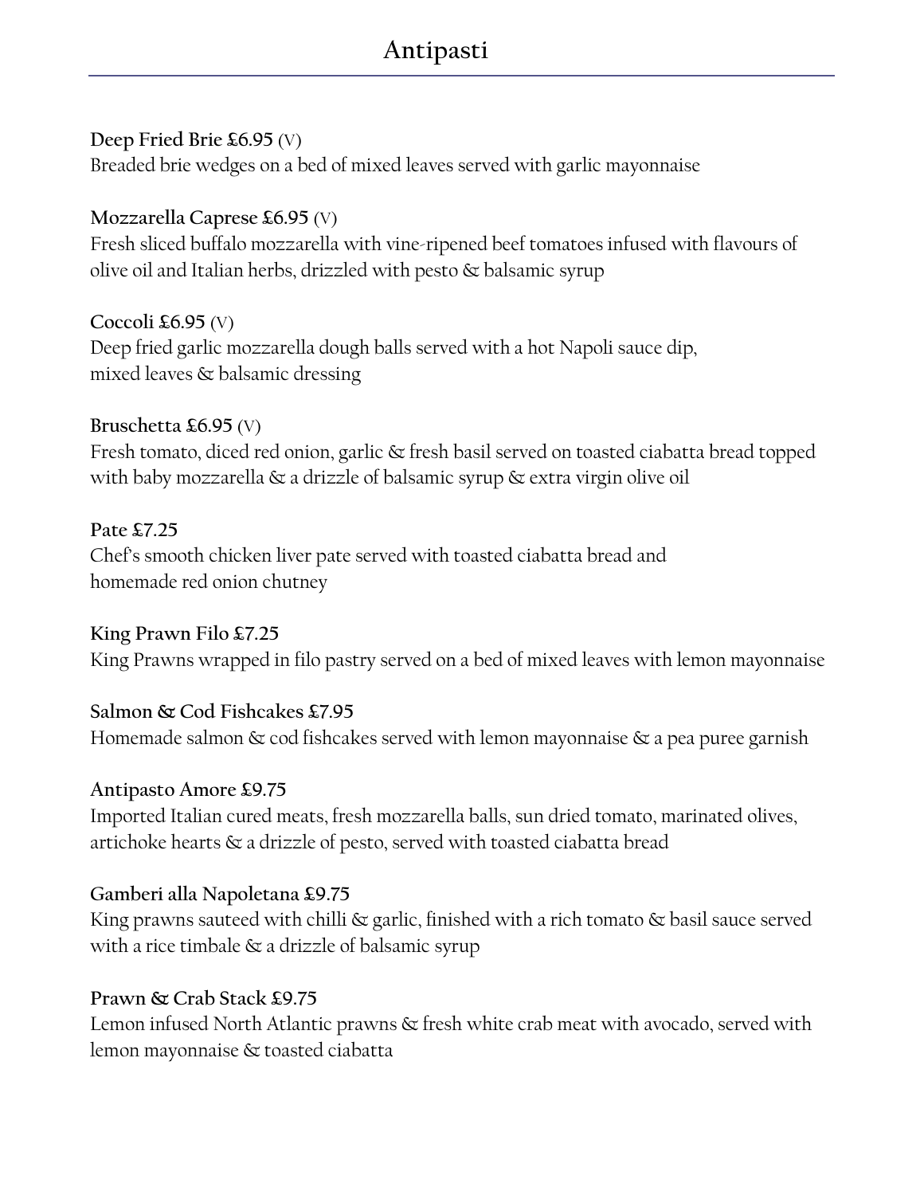# Antipasti

**Deep Fried Brie £6.95** (V)
Breaded brie wedges on a bed of mixed leaves served with garlic mayonnaise

**Mozzarella Caprese £6.95** (V)
Fresh sliced buffalo mozzarella with vine-ripened beef tomatoes infused with flavours of olive oil and Italian herbs, drizzled with pesto & balsamic syrup

**Coccoli £6.95** (V)
Deep fried garlic mozzarella dough balls served with a hot Napoli sauce dip, mixed leaves & balsamic dressing

**Bruschetta £6.95** (V)
Fresh tomato, diced red onion, garlic & fresh basil served on toasted ciabatta bread topped with baby mozzarella & a drizzle of balsamic syrup & extra virgin olive oil

**Pate £7.25**
Chef's smooth chicken liver pate served with toasted ciabatta bread and homemade red onion chutney

**King Prawn Filo £7.25**
King Prawns wrapped in filo pastry served on a bed of mixed leaves with lemon mayonnaise

**Salmon & Cod Fishcakes £7.95**
Homemade salmon & cod fishcakes served with lemon mayonnaise & a pea puree garnish

**Antipasto Amore £9.75**
Imported Italian cured meats, fresh mozzarella balls, sun dried tomato, marinated olives, artichoke hearts & a drizzle of pesto, served with toasted ciabatta bread

**Gamberi alla Napoletana £9.75**
King prawns sauteed with chilli & garlic, finished with a rich tomato & basil sauce served with a rice timbale & a drizzle of balsamic syrup

**Prawn & Crab Stack £9.75**
Lemon infused North Atlantic prawns & fresh white crab meat with avocado, served with lemon mayonnaise & toasted ciabatta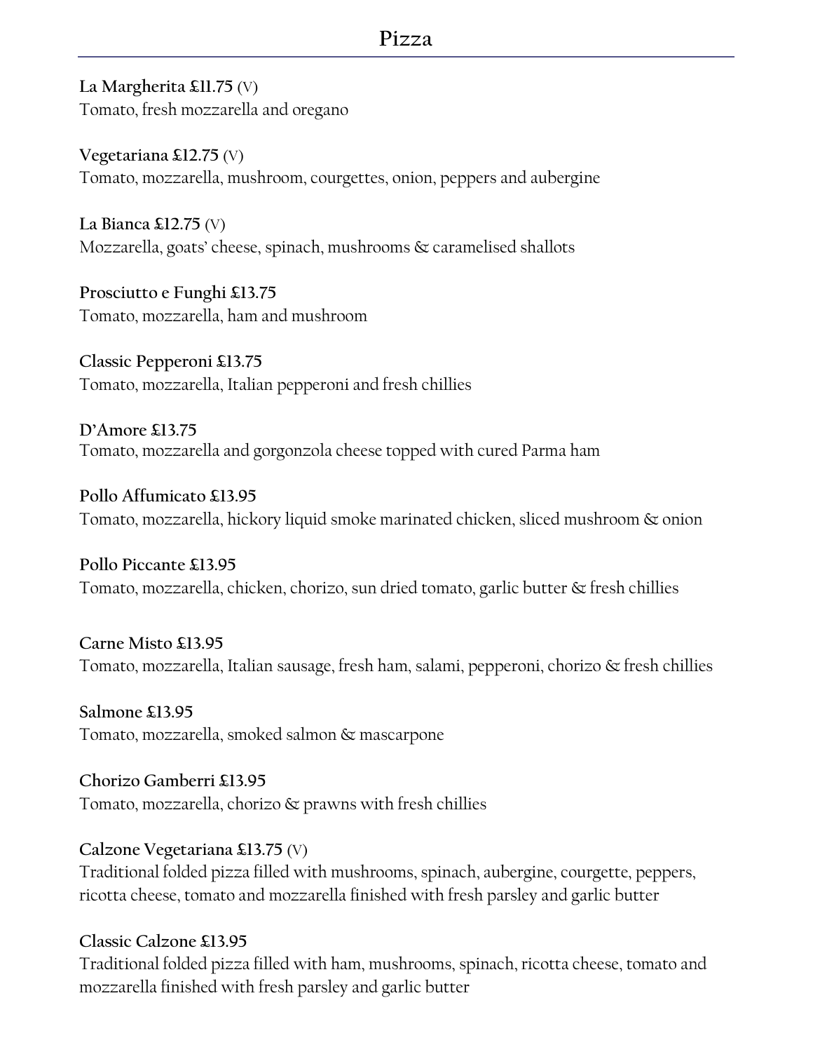# Pizza

**La Margherita £11.75** (V)
Tomato, fresh mozzarella and oregano

**Vegetariana £12.75** (V)
Tomato, mozzarella, mushroom, courgettes, onion, peppers and aubergine

**La Bianca £12.75** (V)
Mozzarella, goats' cheese, spinach, mushrooms & caramelised shallots

**Prosciutto e Funghi £13.75**
Tomato, mozzarella, ham and mushroom

**Classic Pepperoni £13.75**
Tomato, mozzarella, Italian pepperoni and fresh chillies

**D'Amore £13.75**
Tomato, mozzarella and gorgonzola cheese topped with cured Parma ham

**Pollo Affumicato £13.95**
Tomato, mozzarella, hickory liquid smoke marinated chicken, sliced mushroom & onion

**Pollo Piccante £13.95**
Tomato, mozzarella, chicken, chorizo, sun dried tomato, garlic butter & fresh chillies

**Carne Misto £13.95**
Tomato, mozzarella, Italian sausage, fresh ham, salami, pepperoni, chorizo & fresh chillies

**Salmone £13.95**
Tomato, mozzarella, smoked salmon & mascarpone

**Chorizo Gamberri £13.95**
Tomato, mozzarella, chorizo & prawns with fresh chillies

**Calzone Vegetariana £13.75** (V)
Traditional folded pizza filled with mushrooms, spinach, aubergine, courgette, peppers, ricotta cheese, tomato and mozzarella finished with fresh parsley and garlic butter

**Classic Calzone £13.95**
Traditional folded pizza filled with ham, mushrooms, spinach, ricotta cheese, tomato and mozzarella finished with fresh parsley and garlic butter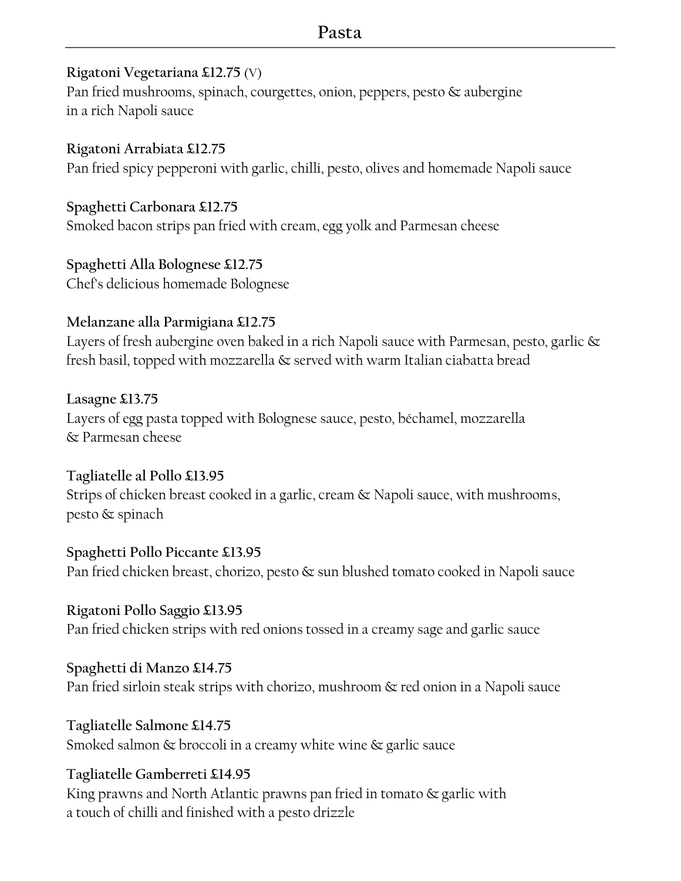## Pasta

**Rigatoni Vegetariana £12.75** (V)
Pan fried mushrooms, spinach, courgettes, onion, peppers, pesto & aubergine in a rich Napoli sauce

**Rigatoni Arrabiata £12.75**
Pan fried spicy pepperoni with garlic, chilli, pesto, olives and homemade Napoli sauce

**Spaghetti Carbonara £12.75**
Smoked bacon strips pan fried with cream, egg yolk and Parmesan cheese

**Spaghetti Alla Bolognese £12.75**
Chef's delicious homemade Bolognese

**Melanzane alla Parmigiana £12.75**
Layers of fresh aubergine oven baked in a rich Napoli sauce with Parmesan, pesto, garlic & fresh basil, topped with mozzarella & served with warm Italian ciabatta bread

**Lasagne £13.75**
Layers of egg pasta topped with Bolognese sauce, pesto, béchamel, mozzarella & Parmesan cheese

**Tagliatelle al Pollo £13.95**
Strips of chicken breast cooked in a garlic, cream & Napoli sauce, with mushrooms, pesto & spinach

**Spaghetti Pollo Piccante £13.95**
Pan fried chicken breast, chorizo, pesto & sun blushed tomato cooked in Napoli sauce

**Rigatoni Pollo Saggio £13.95**
Pan fried chicken strips with red onions tossed in a creamy sage and garlic sauce

**Spaghetti di Manzo £14.75**
Pan fried sirloin steak strips with chorizo, mushroom & red onion in a Napoli sauce

**Tagliatelle Salmone £14.75**
Smoked salmon & broccoli in a creamy white wine & garlic sauce

**Tagliatelle Gamberreti £14.95**
King prawns and North Atlantic prawns pan fried in tomato & garlic with a touch of chilli and finished with a pesto drizzle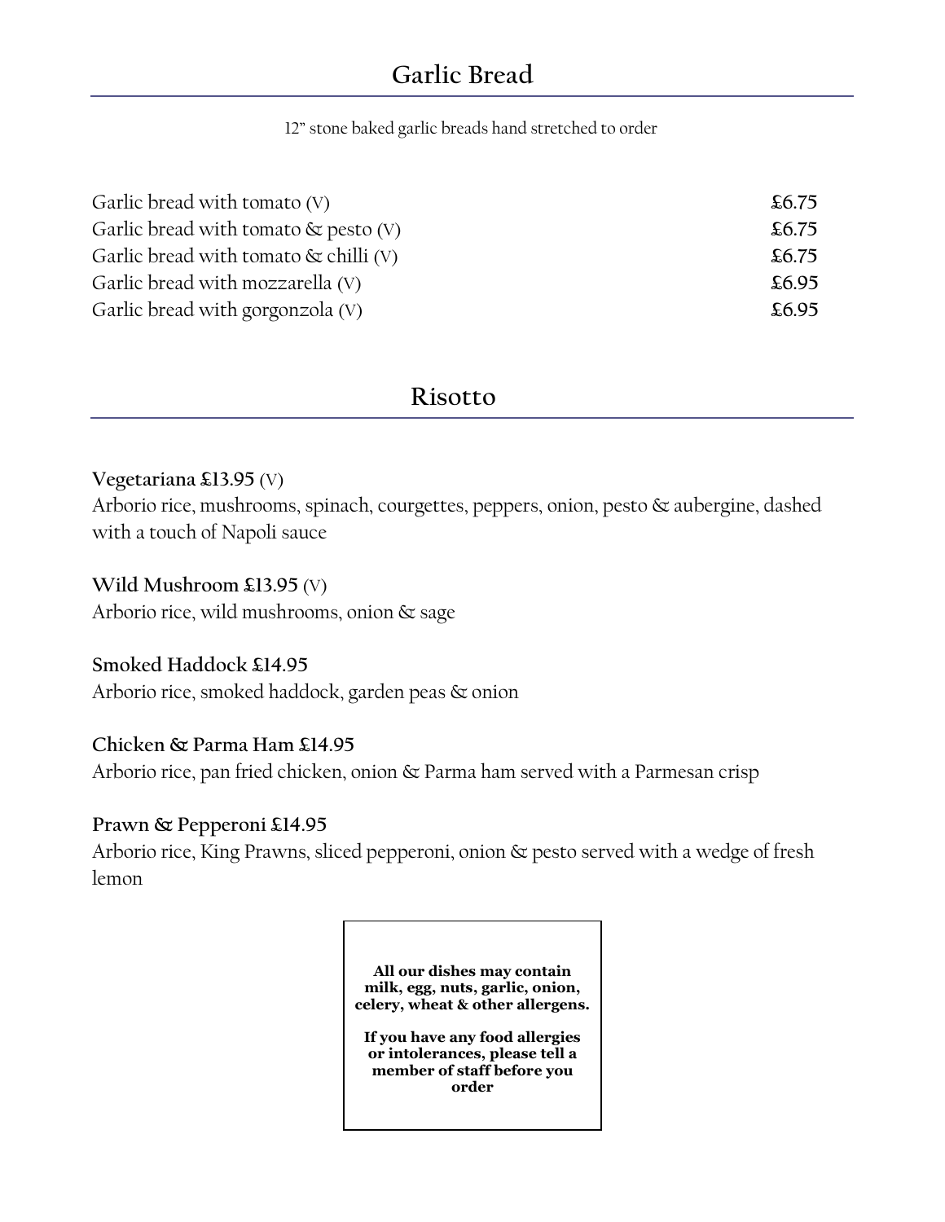## Garlic Bread

12" stone baked garlic breads hand stretched to order

| | |
|---|---|
| Garlic bread with tomato (V) | **£6.75** |
| Garlic bread with tomato & pesto (V) | **£6.75** |
| Garlic bread with tomato & chilli (V) | **£6.75** |
| Garlic bread with mozzarella (V) | **£6.95** |
| Garlic bread with gorgonzola (V) | **£6.95** |

## Risotto

**Vegetariana £13.95** (V)
Arborio rice, mushrooms, spinach, courgettes, peppers, onion, pesto & aubergine, dashed with a touch of Napoli sauce

**Wild Mushroom £13.95** (V)
Arborio rice, wild mushrooms, onion & sage

**Smoked Haddock £14.95**
Arborio rice, smoked haddock, garden peas & onion

**Chicken & Parma Ham £14.95**
Arborio rice, pan fried chicken, onion & Parma ham served with a Parmesan crisp

**Prawn & Pepperoni £14.95**
Arborio rice, King Prawns, sliced pepperoni, onion & pesto served with a wedge of fresh lemon

**All our dishes may contain milk, egg, nuts, garlic, onion, celery, wheat & other allergens.**

**If you have any food allergies or intolerances, please tell a member of staff before you order**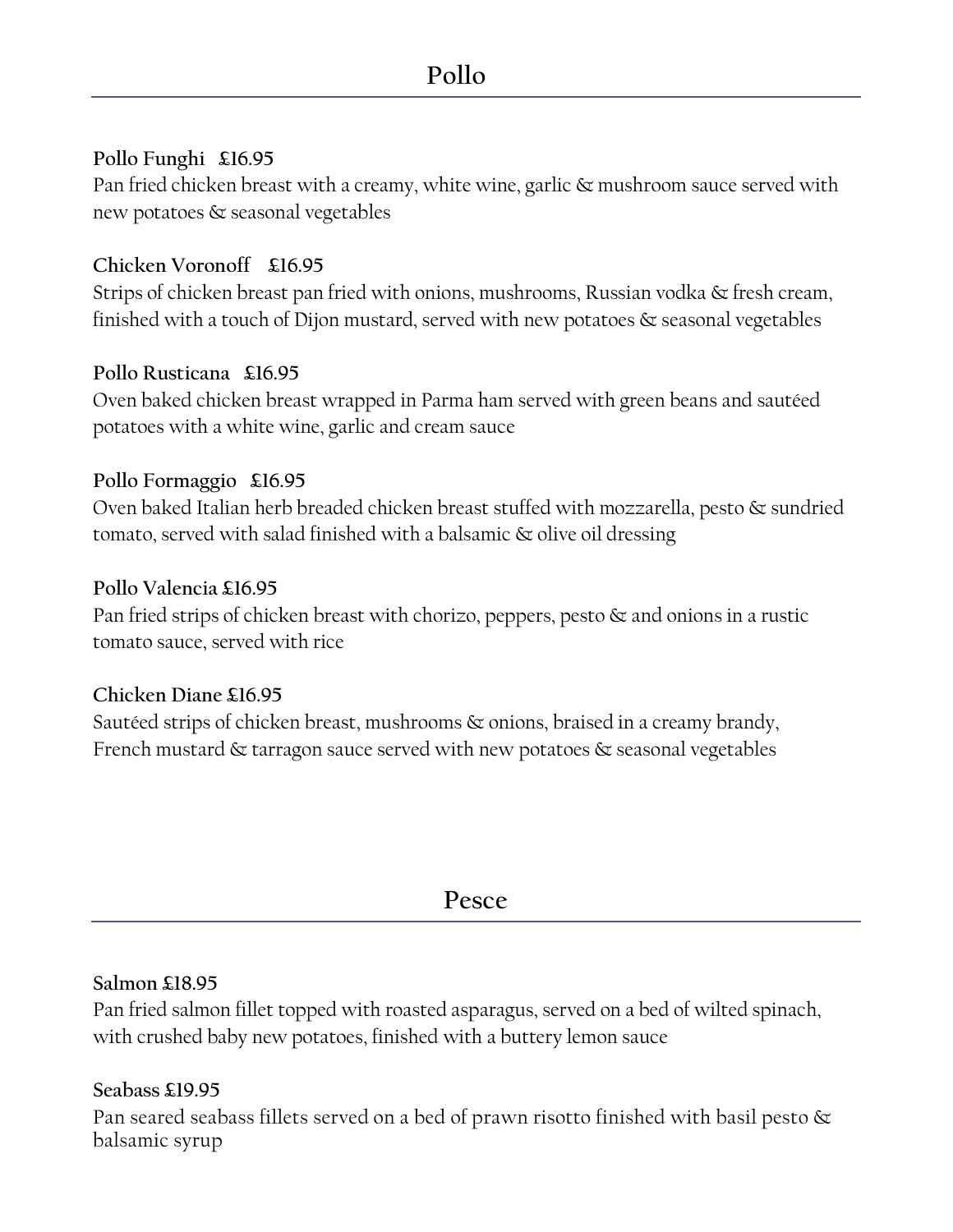## Pollo

**Pollo Funghi £16.95**
Pan fried chicken breast with a creamy, white wine, garlic & mushroom sauce served with new potatoes & seasonal vegetables

**Chicken Voronoff £16.95**
Strips of chicken breast pan fried with onions, mushrooms, Russian vodka & fresh cream, finished with a touch of Dijon mustard, served with new potatoes & seasonal vegetables

**Pollo Rusticana £16.95**
Oven baked chicken breast wrapped in Parma ham served with green beans and sautéed potatoes with a white wine, garlic and cream sauce

**Pollo Formaggio £16.95**
Oven baked Italian herb breaded chicken breast stuffed with mozzarella, pesto & sundried tomato, served with salad finished with a balsamic & olive oil dressing

**Pollo Valencia £16.95**
Pan fried strips of chicken breast with chorizo, peppers, pesto & and onions in a rustic tomato sauce, served with rice

**Chicken Diane £16.95**
Sautéed strips of chicken breast, mushrooms & onions, braised in a creamy brandy, French mustard & tarragon sauce served with new potatoes & seasonal vegetables

## Pesce

**Salmon £18.95**
Pan fried salmon fillet topped with roasted asparagus, served on a bed of wilted spinach, with crushed baby new potatoes, finished with a buttery lemon sauce

**Seabass £19.95**
Pan seared seabass fillets served on a bed of prawn risotto finished with basil pesto & balsamic syrup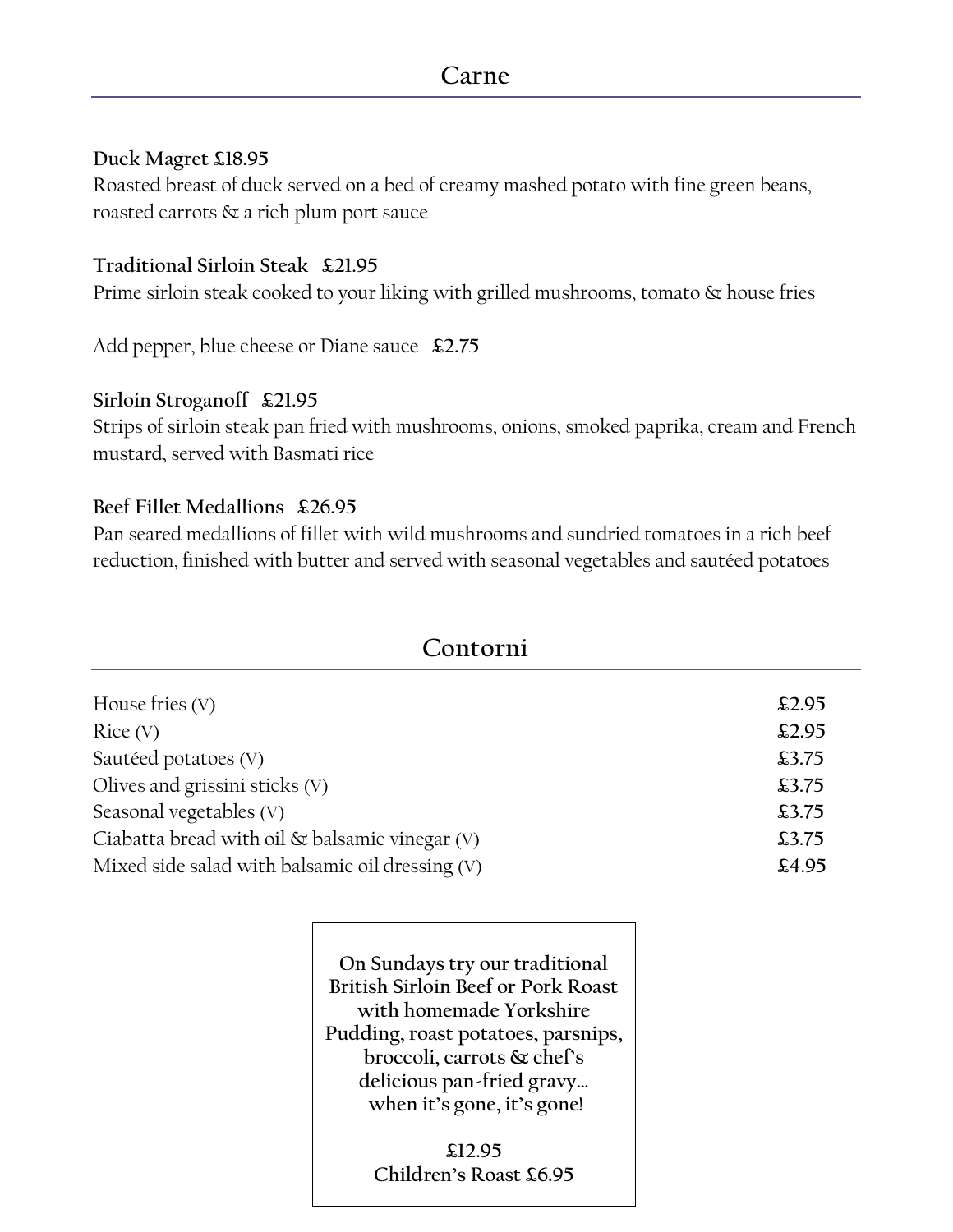## Carne

**Duck Magret £18.95**
Roasted breast of duck served on a bed of creamy mashed potato with fine green beans, roasted carrots & a rich plum port sauce

**Traditional Sirloin Steak £21.95**
Prime sirloin steak cooked to your liking with grilled mushrooms, tomato & house fries

Add pepper, blue cheese or Diane sauce **£2.75**

**Sirloin Stroganoff £21.95**
Strips of sirloin steak pan fried with mushrooms, onions, smoked paprika, cream and French mustard, served with Basmati rice

**Beef Fillet Medallions £26.95**
Pan seared medallions of fillet with wild mushrooms and sundried tomatoes in a rich beef reduction, finished with butter and served with seasonal vegetables and sautéed potatoes

## Contorni

| | |
|---|---|
| House fries (V) | **£2.95** |
| Rice (V) | **£2.95** |
| Sautéed potatoes (V) | **£3.75** |
| Olives and grissini sticks (V) | **£3.75** |
| Seasonal vegetables (V) | **£3.75** |
| Ciabatta bread with oil & balsamic vinegar (V) | **£3.75** |
| Mixed side salad with balsamic oil dressing (V) | **£4.95** |

**On Sundays try our traditional British Sirloin Beef or Pork Roast with homemade Yorkshire Pudding, roast potatoes, parsnips, broccoli, carrots & chef's delicious pan-fried gravy... when it's gone, it's gone!**

**£12.95**
**Children's Roast £6.95**